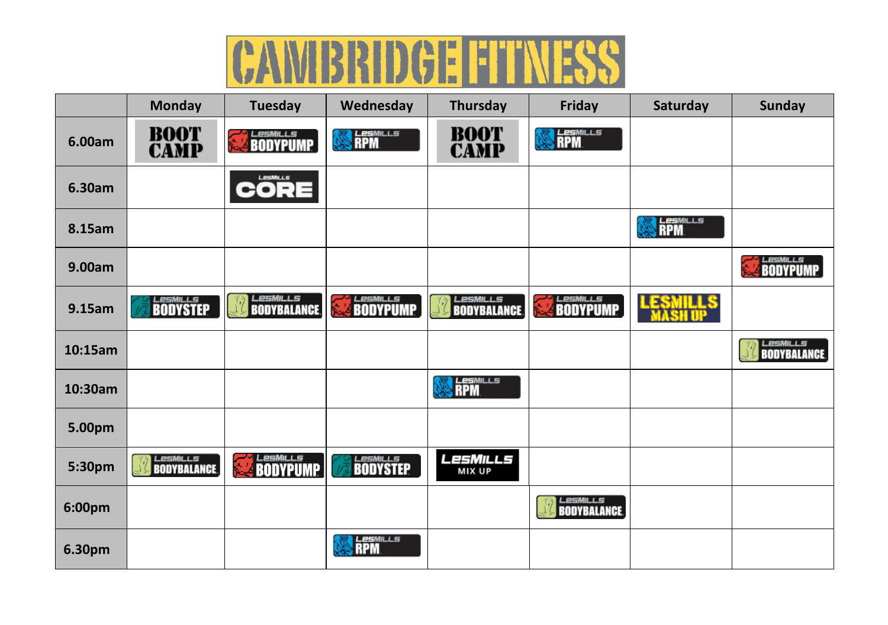# CAMBRIDGE FITNESS

| | Monday | Tuesday | Wednesday | Thursday | Friday | Saturday | Sunday |
|---|---|---|---|---|---|---|---|
| 6.00am | BOOT CAMP | LesMills BODYPUMP | LesMills RPM | BOOT CAMP | LesMills RPM | | |
| 6.30am | | LesMills CORE | | | | | |
| 8.15am | | | | | | LesMills RPM | |
| 9.00am | | | | | | | LesMills BODYPUMP |
| 9.15am | LesMills BODYSTEP | LesMills BODYBALANCE | LesMills BODYPUMP | LesMills BODYBALANCE | LesMills BODYPUMP | LESMILLS MASH UP | |
| 10:15am | | | | | | | LesMills BODYBALANCE |
| 10:30am | | | | LesMills RPM | | | |
| 5.00pm | | | | | | | |
| 5:30pm | LesMills BODYBALANCE | LesMills BODYPUMP | LesMills BODYSTEP | LesMills MIX UP | | | |
| 6:00pm | | | | | LesMills BODYBALANCE | | |
| 6.30pm | | | LesMills RPM | | | | |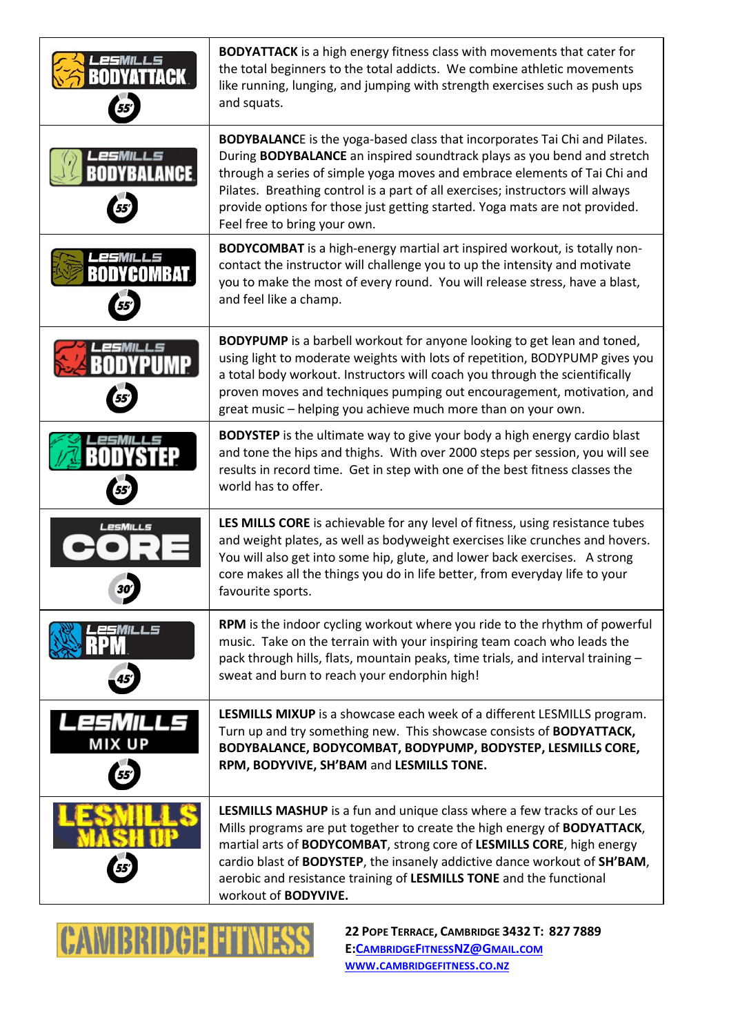| | |
|---|---|
| LesMills BODYATTACK 55' | **BODYATTACK** is a high energy fitness class with movements that cater for the total beginners to the total addicts. We combine athletic movements like running, lunging, and jumping with strength exercises such as push ups and squats. |
| LesMills BODYBALANCE 55' | **BODYBALANC**E is the yoga-based class that incorporates Tai Chi and Pilates. During **BODYBALANCE** an inspired soundtrack plays as you bend and stretch through a series of simple yoga moves and embrace elements of Tai Chi and Pilates. Breathing control is a part of all exercises; instructors will always provide options for those just getting started. Yoga mats are not provided. Feel free to bring your own. |
| LesMills BODYCOMBAT 55' | **BODYCOMBAT** is a high-energy martial art inspired workout, is totally non-contact the instructor will challenge you to up the intensity and motivate you to make the most of every round. You will release stress, have a blast, and feel like a champ. |
| LesMills BODYPUMP 55' | **BODYPUMP** is a barbell workout for anyone looking to get lean and toned, using light to moderate weights with lots of repetition, BODYPUMP gives you a total body workout. Instructors will coach you through the scientifically proven moves and techniques pumping out encouragement, motivation, and great music – helping you achieve much more than on your own. |
| LesMills BODYSTEP 55' | **BODYSTEP** is the ultimate way to give your body a high energy cardio blast and tone the hips and thighs. With over 2000 steps per session, you will see results in record time. Get in step with one of the best fitness classes the world has to offer. |
| LesMills CORE 30' | **LES MILLS CORE** is achievable for any level of fitness, using resistance tubes and weight plates, as well as bodyweight exercises like crunches and hovers. You will also get into some hip, glute, and lower back exercises. A strong core makes all the things you do in life better, from everyday life to your favourite sports. |
| LesMills RPM 45' | **RPM** is the indoor cycling workout where you ride to the rhythm of powerful music. Take on the terrain with your inspiring team coach who leads the pack through hills, flats, mountain peaks, time trials, and interval training – sweat and burn to reach your endorphin high! |
| LesMills MIX UP 55' | **LESMILLS MIXUP** is a showcase each week of a different LESMILLS program. Turn up and try something new. This showcase consists of **BODYATTACK, BODYBALANCE, BODYCOMBAT, BODYPUMP, BODYSTEP, LESMILLS CORE, RPM, BODYVIVE, SH'BAM** and **LESMILLS TONE.** |
| LESMILLS MASH UP 55' | **LESMILLS MASHUP** is a fun and unique class where a few tracks of our Les Mills programs are put together to create the high energy of **BODYATTACK**, martial arts of **BODYCOMBAT**, strong core of **LESMILLS CORE**, high energy cardio blast of **BODYSTEP**, the insanely addictive dance workout of **SH'BAM**, aerobic and resistance training of **LESMILLS TONE** and the functional workout of **BODYVIVE.** |

CAMBRIDGE FITNESS

**22 Pope Terrace, Cambridge 3432 T: 827 7889**
**E:CambridgeFitnessNZ@Gmail.com**
**www.cambridgefitness.co.nz**